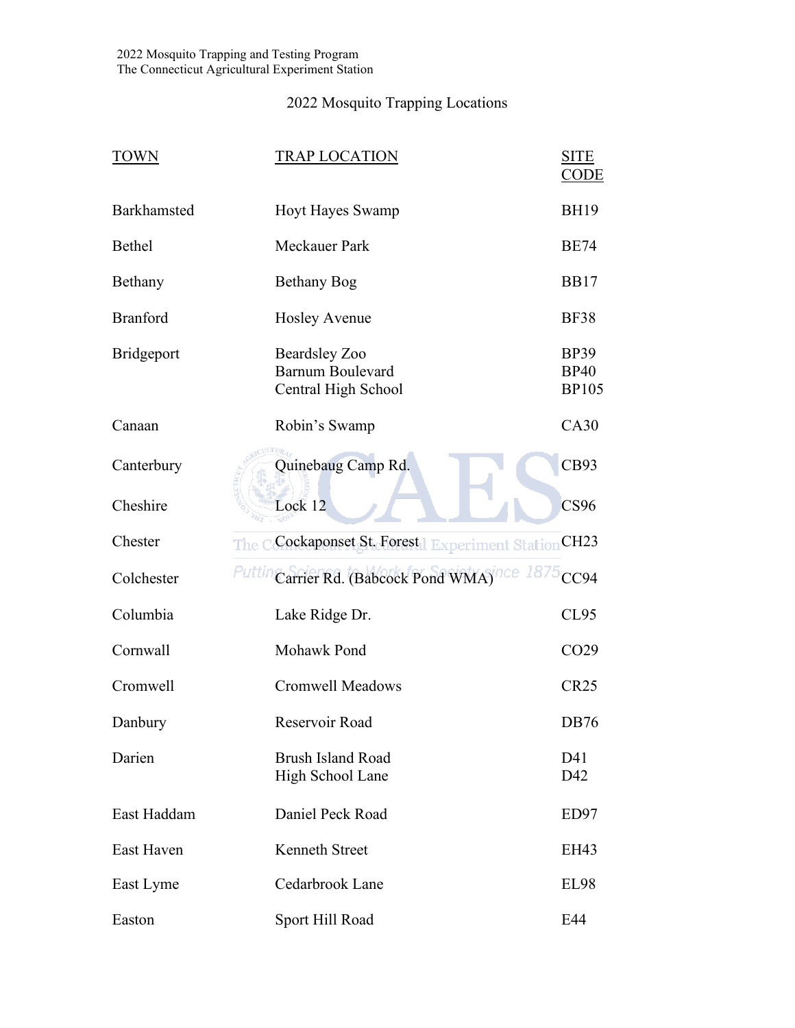2022 Mosquito Trapping and Testing Program
The Connecticut Agricultural Experiment Station

## 2022 Mosquito Trapping Locations

| TOWN | TRAP LOCATION | SITE CODE |
|---|---|---|
| Barkhamsted | Hoyt Hayes Swamp | BH19 |
| Bethel | Meckauer Park | BE74 |
| Bethany | Bethany Bog | BB17 |
| Branford | Hosley Avenue | BF38 |
| Bridgeport | Beardsley Zoo | BP39 |
| | Barnum Boulevard | BP40 |
| | Central High School | BP105 |
| Canaan | Robin's Swamp | CA30 |
| Canterbury | Quinebaug Camp Rd. | CB93 |
| Cheshire | Lock 12 | CS96 |
| Chester | Cockaponset St. Forest | CH23 |
| Colchester | Carrier Rd. (Babcock Pond WMA) | CC94 |
| Columbia | Lake Ridge Dr. | CL95 |
| Cornwall | Mohawk Pond | CO29 |
| Cromwell | Cromwell Meadows | CR25 |
| Danbury | Reservoir Road | DB76 |
| Darien | Brush Island Road | D41 |
| | High School Lane | D42 |
| East Haddam | Daniel Peck Road | ED97 |
| East Haven | Kenneth Street | EH43 |
| East Lyme | Cedarbrook Lane | EL98 |
| Easton | Sport Hill Road | E44 |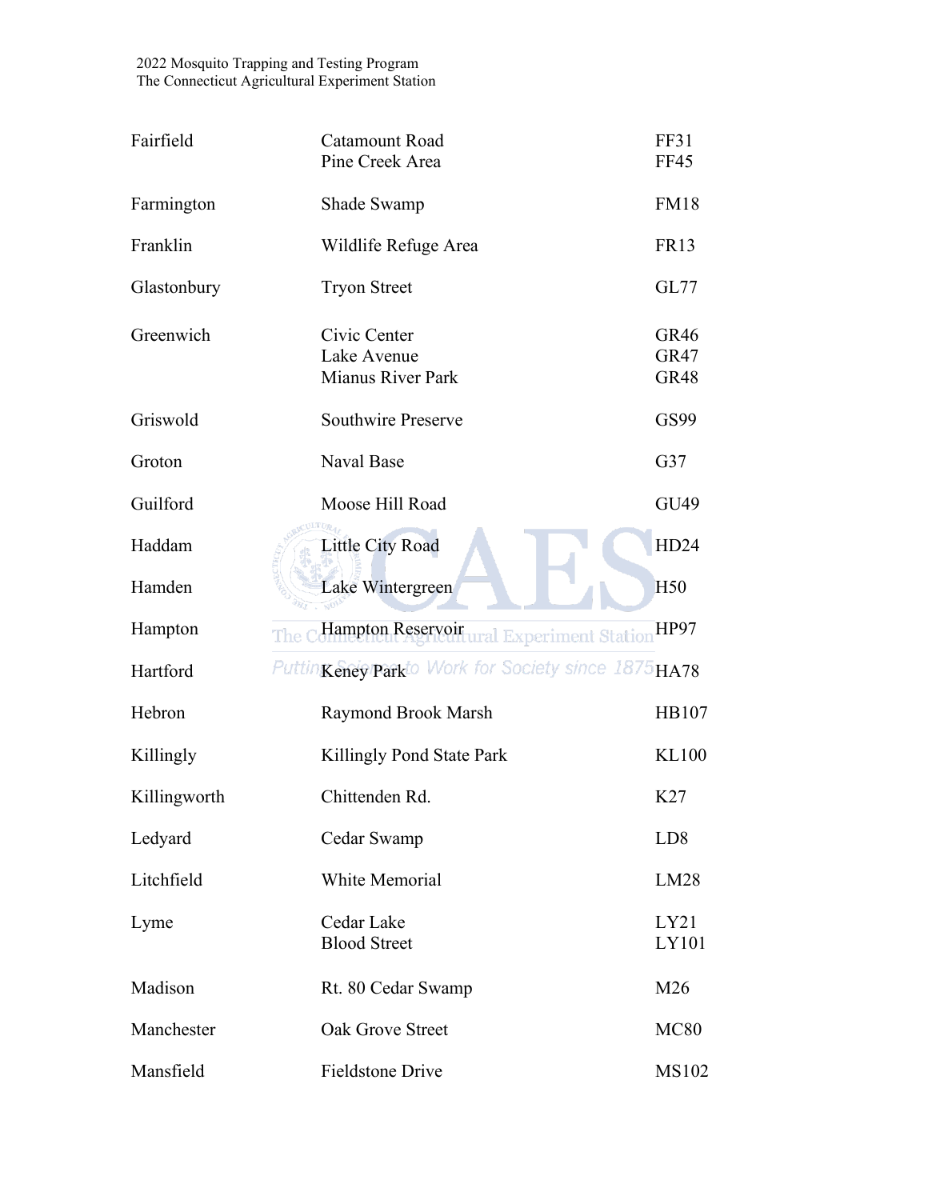| Town | Location | Site ID |
|---|---|---|
| Fairfield | Catamount Road | FF31 |
| | Pine Creek Area | FF45 |
| Farmington | Shade Swamp | FM18 |
| Franklin | Wildlife Refuge Area | FR13 |
| Glastonbury | Tryon Street | GL77 |
| Greenwich | Civic Center | GR46 |
| | Lake Avenue | GR47 |
| | Mianus River Park | GR48 |
| Griswold | Southwire Preserve | GS99 |
| Groton | Naval Base | G37 |
| Guilford | Moose Hill Road | GU49 |
| Haddam | Little City Road | HD24 |
| Hamden | Lake Wintergreen | H50 |
| Hampton | Hampton Reservoir | HP97 |
| Hartford | Keney Park | HA78 |
| Hebron | Raymond Brook Marsh | HB107 |
| Killingly | Killingly Pond State Park | KL100 |
| Killingworth | Chittenden Rd. | K27 |
| Ledyard | Cedar Swamp | LD8 |
| Litchfield | White Memorial | LM28 |
| Lyme | Cedar Lake | LY21 |
| | Blood Street | LY101 |
| Madison | Rt. 80 Cedar Swamp | M26 |
| Manchester | Oak Grove Street | MC80 |
| Mansfield | Fieldstone Drive | MS102 |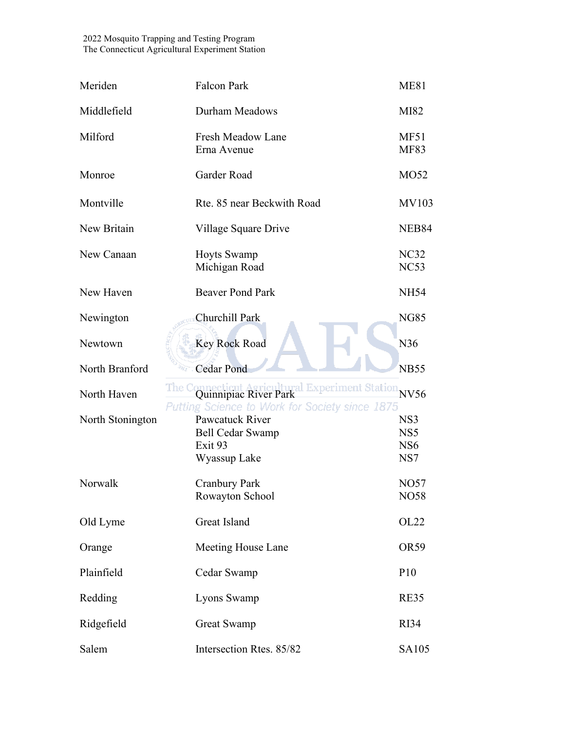| | | |
|---|---|---|
| Meriden | Falcon Park | ME81 |
| Middlefield | Durham Meadows | MI82 |
| Milford | Fresh Meadow Lane | MF51 |
| | Erna Avenue | MF83 |
| Monroe | Garder Road | MO52 |
| Montville | Rte. 85 near Beckwith Road | MV103 |
| New Britain | Village Square Drive | NEB84 |
| New Canaan | Hoyts Swamp | NC32 |
| | Michigan Road | NC53 |
| New Haven | Beaver Pond Park | NH54 |
| Newington | Churchill Park | NG85 |
| Newtown | Key Rock Road | N36 |
| North Branford | Cedar Pond | NB55 |
| North Haven | Quinnipiac River Park | NV56 |
| North Stonington | Pawcatuck River | NS3 |
| | Bell Cedar Swamp | NS5 |
| | Exit 93 | NS6 |
| | Wyassup Lake | NS7 |
| Norwalk | Cranbury Park | NO57 |
| | Rowayton School | NO58 |
| Old Lyme | Great Island | OL22 |
| Orange | Meeting House Lane | OR59 |
| Plainfield | Cedar Swamp | P10 |
| Redding | Lyons Swamp | RE35 |
| Ridgefield | Great Swamp | RI34 |
| Salem | Intersection Rtes. 85/82 | SA105 |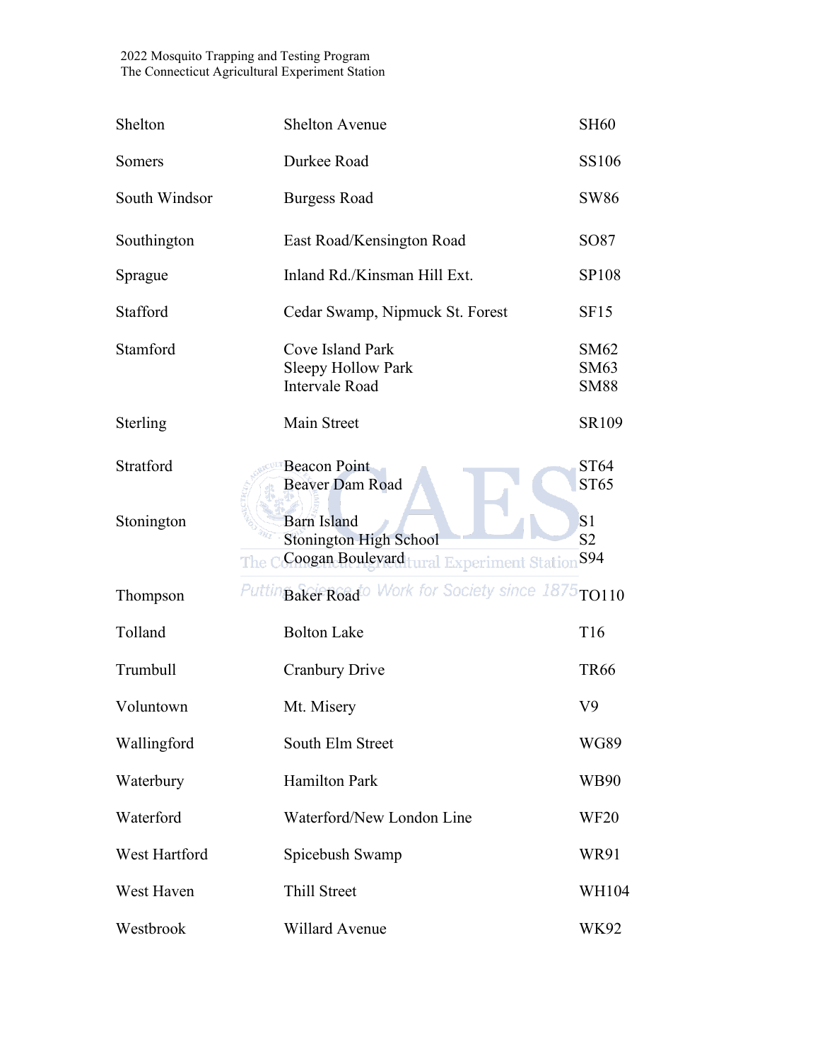| | | |
|---|---|---|
| Shelton | Shelton Avenue | SH60 |
| Somers | Durkee Road | SS106 |
| South Windsor | Burgess Road | SW86 |
| Southington | East Road/Kensington Road | SO87 |
| Sprague | Inland Rd./Kinsman Hill Ext. | SP108 |
| Stafford | Cedar Swamp, Nipmuck St. Forest | SF15 |
| Stamford | Cove Island Park | SM62 |
| | Sleepy Hollow Park | SM63 |
| | Intervale Road | SM88 |
| Sterling | Main Street | SR109 |
| Stratford | Beacon Point | ST64 |
| | Beaver Dam Road | ST65 |
| Stonington | Barn Island | S1 |
| | Stonington High School | S2 |
| | Coogan Boulevard | S94 |
| Thompson | Baker Road | TO110 |
| Tolland | Bolton Lake | T16 |
| Trumbull | Cranbury Drive | TR66 |
| Voluntown | Mt. Misery | V9 |
| Wallingford | South Elm Street | WG89 |
| Waterbury | Hamilton Park | WB90 |
| Waterford | Waterford/New London Line | WF20 |
| West Hartford | Spicebush Swamp | WR91 |
| West Haven | Thill Street | WH104 |
| Westbrook | Willard Avenue | WK92 |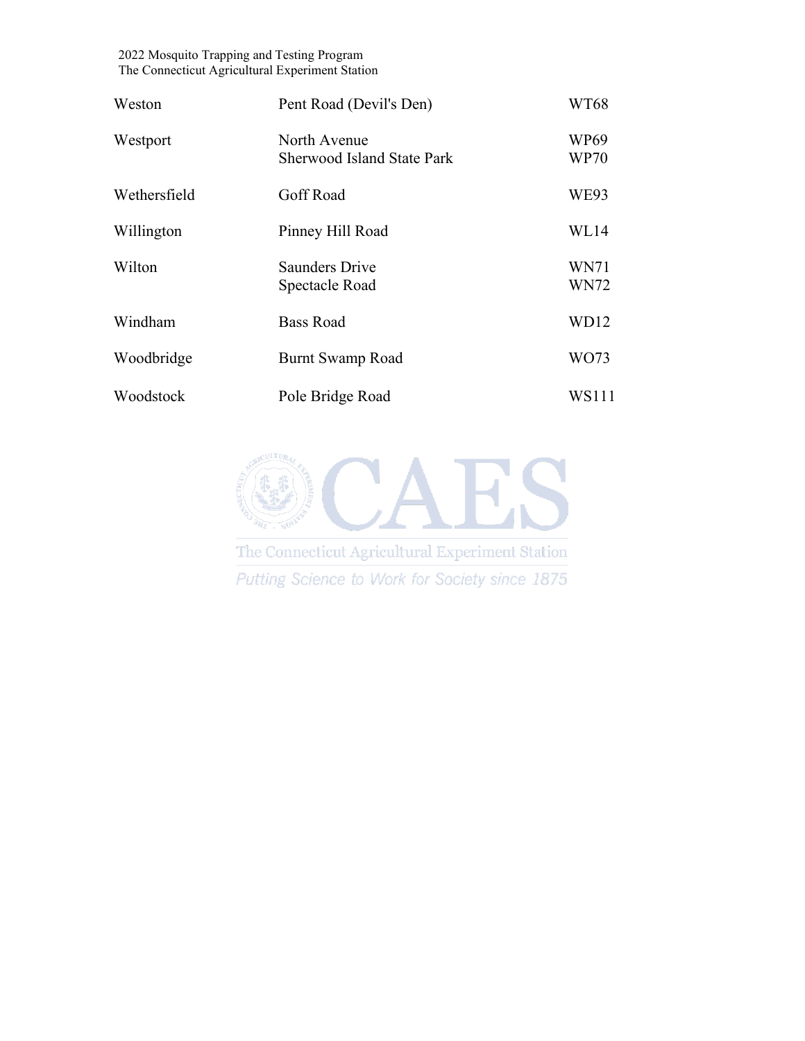| | | |
|---|---|---|
| Weston | Pent Road (Devil's Den) | WT68 |
| Westport | North Avenue<br>Sherwood Island State Park | WP69<br>WP70 |
| Wethersfield | Goff Road | WE93 |
| Willington | Pinney Hill Road | WL14 |
| Wilton | Saunders Drive<br>Spectacle Road | WN71<br>WN72 |
| Windham | Bass Road | WD12 |
| Woodbridge | Burnt Swamp Road | WO73 |
| Woodstock | Pole Bridge Road | WS111 |

CAES

The Connecticut Agricultural Experiment Station

*Putting Science to Work for Society since 1875*